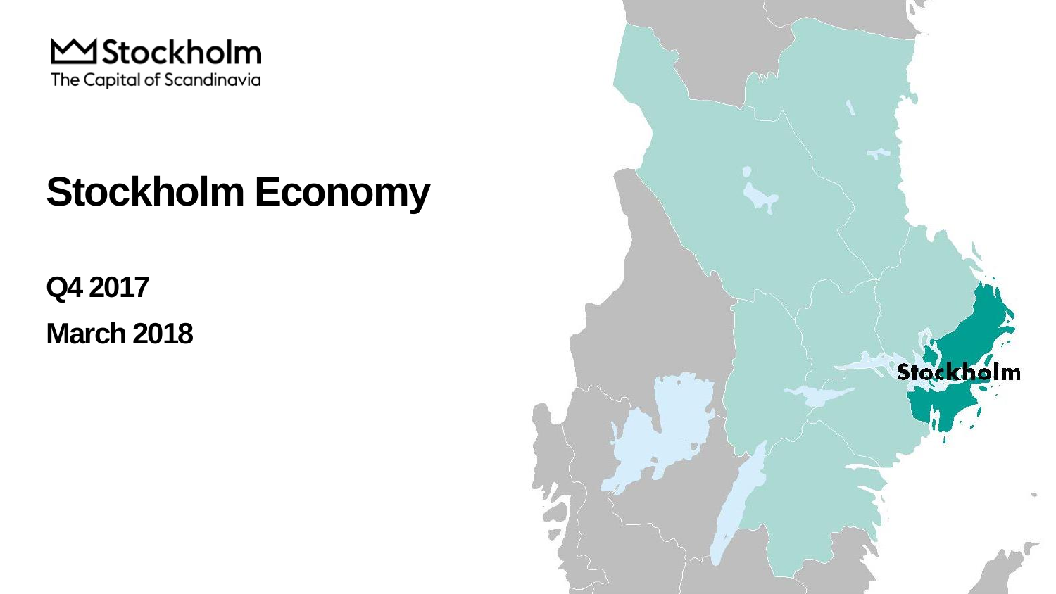Stockholm
The Capital of Scandinavia

# Stockholm Economy

**Q4 2017**

**March 2018**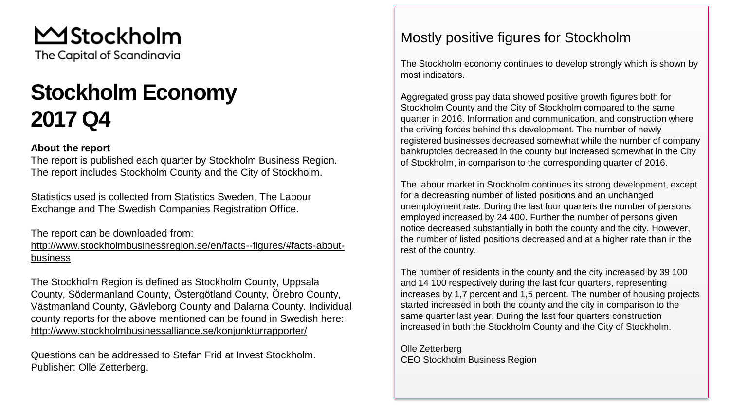Stockholm
The Capital of Scandinavia

# Stockholm Economy 2017 Q4

**About the report**
The report is published each quarter by Stockholm Business Region. The report includes Stockholm County and the City of Stockholm.

Statistics used is collected from Statistics Sweden, The Labour Exchange and The Swedish Companies Registration Office.

The report can be downloaded from:
http://www.stockholmbusinessregion.se/en/facts--figures/#facts-about-business

The Stockholm Region is defined as Stockholm County, Uppsala County, Södermanland County, Östergötland County, Örebro County, Västmanland County, Gävleborg County and Dalarna County. Individual county reports for the above mentioned can be found in Swedish here:
http://www.stockholmbusinessalliance.se/konjunkturrapporter/

Questions can be addressed to Stefan Frid at Invest Stockholm.
Publisher: Olle Zetterberg.

## Mostly positive figures for Stockholm

The Stockholm economy continues to develop strongly which is shown by most indicators.

Aggregated gross pay data showed positive growth figures both for Stockholm County and the City of Stockholm compared to the same quarter in 2016. Information and communication, and construction where the driving forces behind this development. The number of newly registered businesses decreased somewhat while the number of company bankruptcies decreased in the county but increased somewhat in the City of Stockholm, in comparison to the corresponding quarter of 2016.

The labour market in Stockholm continues its strong development, except for a decreasring number of listed positions and an unchanged unemployment rate. During the last four quarters the number of persons employed increased by 24 400. Further the number of persons given notice decreased substantially in both the county and the city. However, the number of listed positions decreased and at a higher rate than in the rest of the country.

The number of residents in the county and the city increased by 39 100 and 14 100 respectively during the last four quarters, representing increases by 1,7 percent and 1,5 percent. The number of housing projects started increased in both the county and the city in comparison to the same quarter last year. During the last four quarters construction increased in both the Stockholm County and the City of Stockholm.

Olle Zetterberg
CEO Stockholm Business Region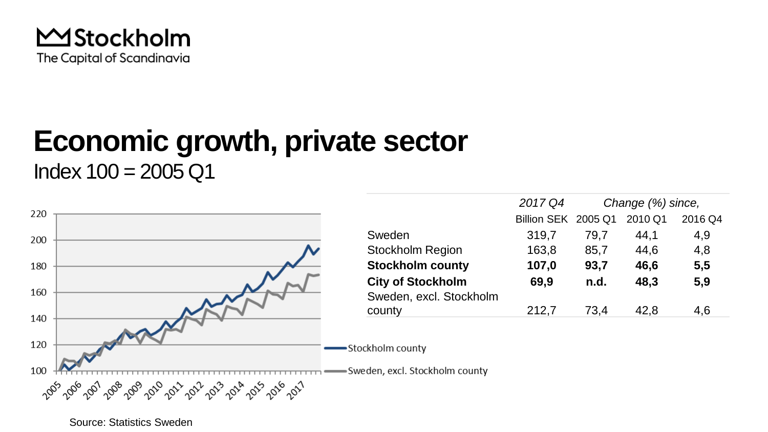# Economic growth, private sector

Index 100 = 2005 Q1

| | *2017 Q4* | *Change (%) since,* | | |
|---|---|---|---|---|
| | Billion SEK | 2005 Q1 | 2010 Q1 | 2016 Q4 |
| Sweden | 319,7 | 79,7 | 44,1 | 4,9 |
| Stockholm Region | 163,8 | 85,7 | 44,6 | 4,8 |
| **Stockholm county** | **107,0** | **93,7** | **46,6** | **5,5** |
| **City of Stockholm** | **69,9** | **n.d.** | **48,3** | **5,9** |
| Sweden, excl. Stockholm county | 212,7 | 73,4 | 42,8 | 4,6 |

Source: Statistics Sweden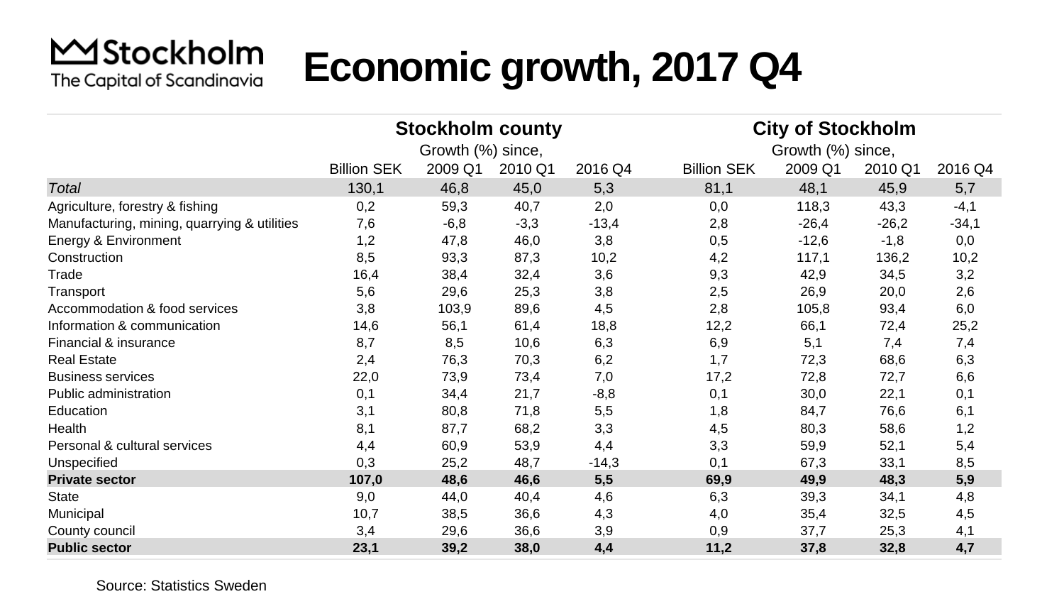Stockholm
The Capital of Scandinavia

# Economic growth, 2017 Q4

| | Stockholm county | | | | City of Stockholm | | | |
|---|---|---|---|---|---|---|---|---|
| | | Growth (%) since, | | | | Growth (%) since, | | |
| | Billion SEK | 2009 Q1 | 2010 Q1 | 2016 Q4 | Billion SEK | 2009 Q1 | 2010 Q1 | 2016 Q4 |
| *Total* | 130,1 | 46,8 | 45,0 | 5,3 | 81,1 | 48,1 | 45,9 | 5,7 |
| Agriculture, forestry & fishing | 0,2 | 59,3 | 40,7 | 2,0 | 0,0 | 118,3 | 43,3 | -4,1 |
| Manufacturing, mining, quarrying & utilities | 7,6 | -6,8 | -3,3 | -13,4 | 2,8 | -26,4 | -26,2 | -34,1 |
| Energy & Environment | 1,2 | 47,8 | 46,0 | 3,8 | 0,5 | -12,6 | -1,8 | 0,0 |
| Construction | 8,5 | 93,3 | 87,3 | 10,2 | 4,2 | 117,1 | 136,2 | 10,2 |
| Trade | 16,4 | 38,4 | 32,4 | 3,6 | 9,3 | 42,9 | 34,5 | 3,2 |
| Transport | 5,6 | 29,6 | 25,3 | 3,8 | 2,5 | 26,9 | 20,0 | 2,6 |
| Accommodation & food services | 3,8 | 103,9 | 89,6 | 4,5 | 2,8 | 105,8 | 93,4 | 6,0 |
| Information & communication | 14,6 | 56,1 | 61,4 | 18,8 | 12,2 | 66,1 | 72,4 | 25,2 |
| Financial & insurance | 8,7 | 8,5 | 10,6 | 6,3 | 6,9 | 5,1 | 7,4 | 7,4 |
| Real Estate | 2,4 | 76,3 | 70,3 | 6,2 | 1,7 | 72,3 | 68,6 | 6,3 |
| Business services | 22,0 | 73,9 | 73,4 | 7,0 | 17,2 | 72,8 | 72,7 | 6,6 |
| Public administration | 0,1 | 34,4 | 21,7 | -8,8 | 0,1 | 30,0 | 22,1 | 0,1 |
| Education | 3,1 | 80,8 | 71,8 | 5,5 | 1,8 | 84,7 | 76,6 | 6,1 |
| Health | 8,1 | 87,7 | 68,2 | 3,3 | 4,5 | 80,3 | 58,6 | 1,2 |
| Personal & cultural services | 4,4 | 60,9 | 53,9 | 4,4 | 3,3 | 59,9 | 52,1 | 5,4 |
| Unspecified | 0,3 | 25,2 | 48,7 | -14,3 | 0,1 | 67,3 | 33,1 | 8,5 |
| **Private sector** | **107,0** | **48,6** | **46,6** | **5,5** | **69,9** | **49,9** | **48,3** | **5,9** |
| State | 9,0 | 44,0 | 40,4 | 4,6 | 6,3 | 39,3 | 34,1 | 4,8 |
| Municipal | 10,7 | 38,5 | 36,6 | 4,3 | 4,0 | 35,4 | 32,5 | 4,5 |
| County council | 3,4 | 29,6 | 36,6 | 3,9 | 0,9 | 37,7 | 25,3 | 4,1 |
| **Public sector** | **23,1** | **39,2** | **38,0** | **4,4** | **11,2** | **37,8** | **32,8** | **4,7** |

Source: Statistics Sweden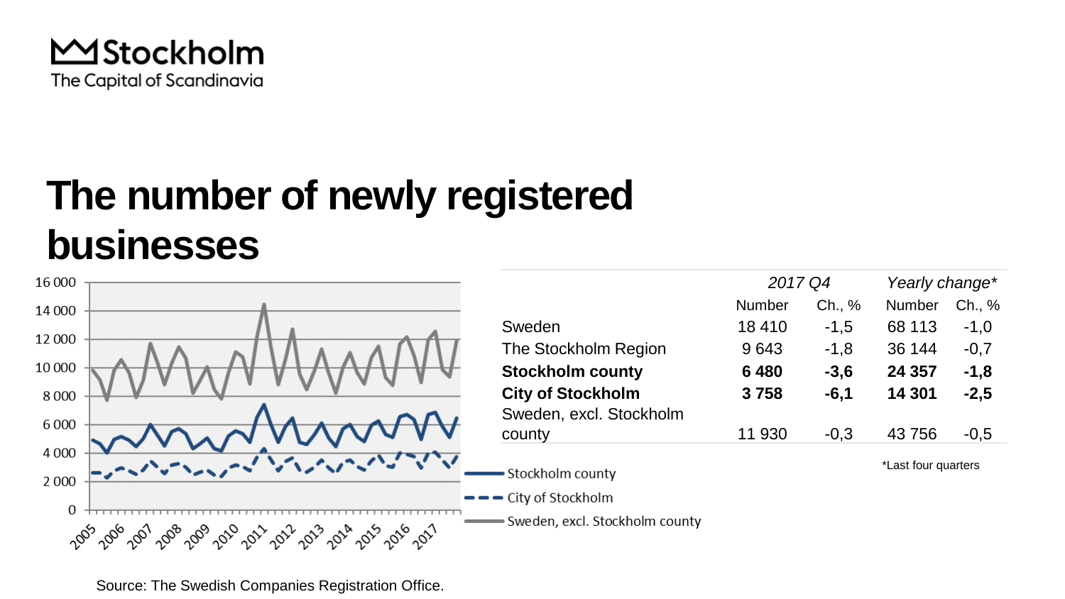Stockholm
The Capital of Scandinavia

# The number of newly registered businesses

|  | *2017 Q4* |  | *Yearly change** |  |
|---|---|---|---|---|
|  | Number | Ch., % | Number | Ch., % |
| Sweden | 18 410 | -1,5 | 68 113 | -1,0 |
| The Stockholm Region | 9 643 | -1,8 | 36 144 | -0,7 |
| **Stockholm county** | **6 480** | **-3,6** | **24 357** | **-1,8** |
| **City of Stockholm** | **3 758** | **-6,1** | **14 301** | **-2,5** |
| Sweden, excl. Stockholm county | 11 930 | -0,3 | 43 756 | -0,5 |

*Last four quarters

Source: The Swedish Companies Registration Office.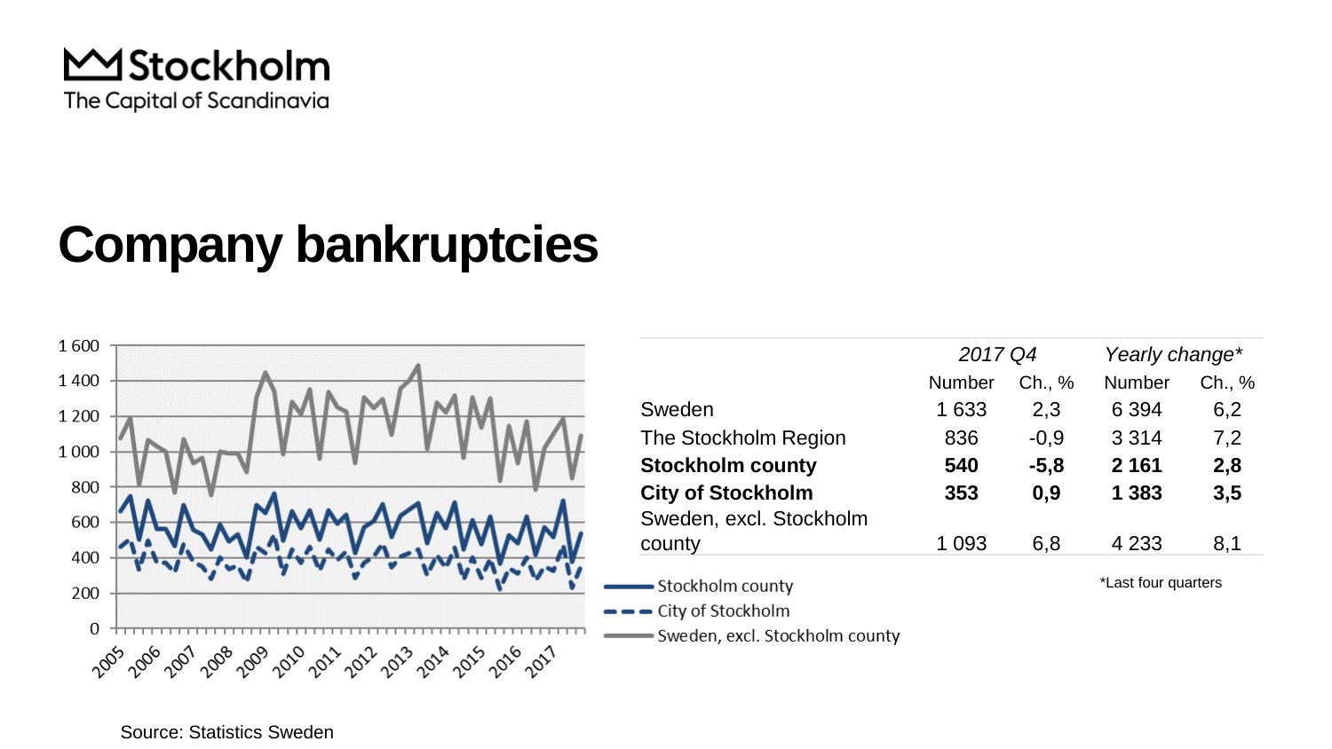# Company bankruptcies

|  | 2017 Q4 |  | Yearly change* |  |
|---|---|---|---|---|
|  | Number | Ch., % | Number | Ch., % |
| Sweden | 1 633 | 2,3 | 6 394 | 6,2 |
| The Stockholm Region | 836 | -0,9 | 3 314 | 7,2 |
| **Stockholm county** | **540** | **-5,8** | **2 161** | **2,8** |
| **City of Stockholm** | **353** | **0,9** | **1 383** | **3,5** |
| Sweden, excl. Stockholm county | 1 093 | 6,8 | 4 233 | 8,1 |

*Last four quarters

Source: Statistics Sweden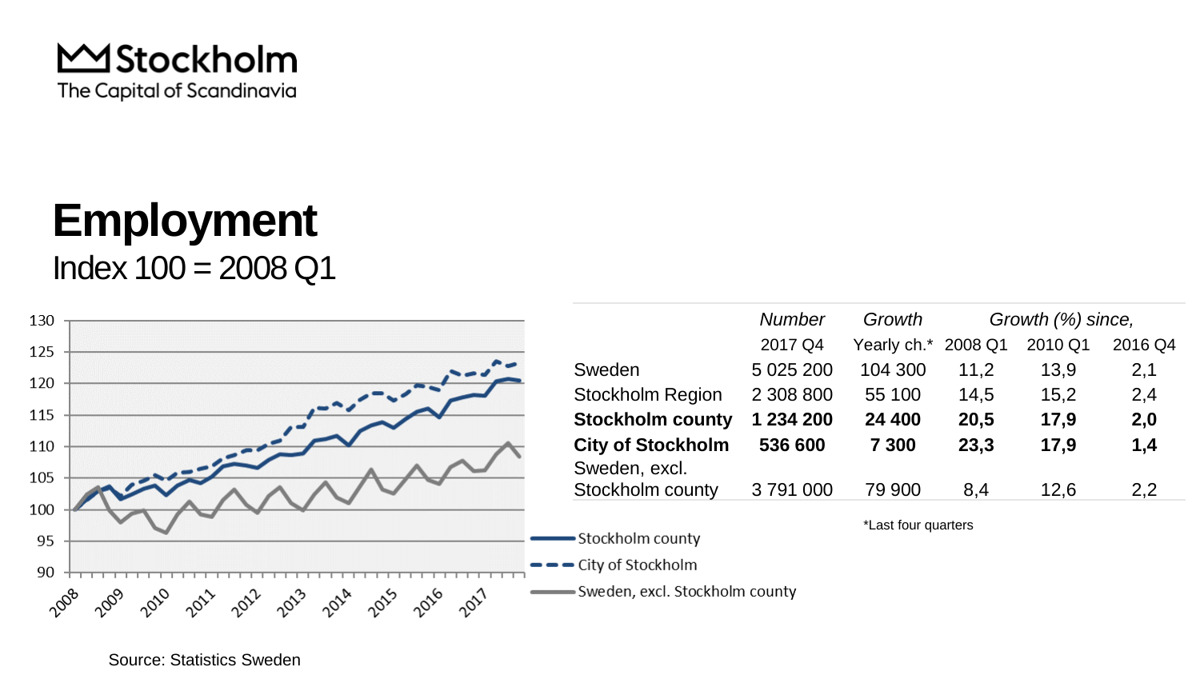Stockholm
The Capital of Scandinavia

# Employment

Index 100 = 2008 Q1

|  | *Number* | *Growth* | *Growth (%) since,* | | |
|---|---|---|---|---|---|
|  | 2017 Q4 | Yearly ch.* | 2008 Q1 | 2010 Q1 | 2016 Q4 |
| Sweden | 5 025 200 | 104 300 | 11,2 | 13,9 | 2,1 |
| Stockholm Region | 2 308 800 | 55 100 | 14,5 | 15,2 | 2,4 |
| **Stockholm county** | **1 234 200** | **24 400** | **20,5** | **17,9** | **2,0** |
| **City of Stockholm** | **536 600** | **7 300** | **23,3** | **17,9** | **1,4** |
| Sweden, excl. Stockholm county | 3 791 000 | 79 900 | 8,4 | 12,6 | 2,2 |

*Last four quarters

Legend: Stockholm county; City of Stockholm; Sweden, excl. Stockholm county

Source: Statistics Sweden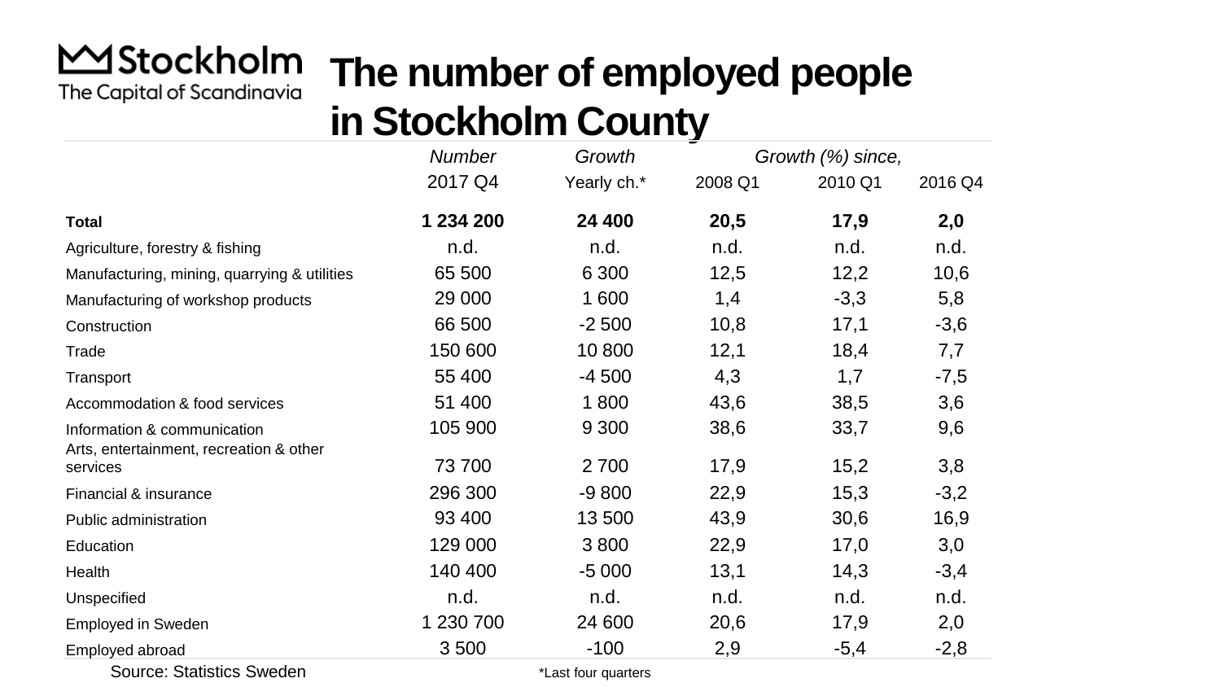Stockholm
The Capital of Scandinavia

# The number of employed people in Stockholm County

| | *Number* | *Growth* | *Growth (%) since,* | | |
|---|---|---|---|---|---|
| | 2017 Q4 | Yearly ch.* | 2008 Q1 | 2010 Q1 | 2016 Q4 |
| **Total** | **1 234 200** | **24 400** | **20,5** | **17,9** | **2,0** |
| Agriculture, forestry & fishing | n.d. | n.d. | n.d. | n.d. | n.d. |
| Manufacturing, mining, quarrying & utilities | 65 500 | 6 300 | 12,5 | 12,2 | 10,6 |
| Manufacturing of workshop products | 29 000 | 1 600 | 1,4 | -3,3 | 5,8 |
| Construction | 66 500 | -2 500 | 10,8 | 17,1 | -3,6 |
| Trade | 150 600 | 10 800 | 12,1 | 18,4 | 7,7 |
| Transport | 55 400 | -4 500 | 4,3 | 1,7 | -7,5 |
| Accommodation & food services | 51 400 | 1 800 | 43,6 | 38,5 | 3,6 |
| Information & communication | 105 900 | 9 300 | 38,6 | 33,7 | 9,6 |
| Arts, entertainment, recreation & other services | 73 700 | 2 700 | 17,9 | 15,2 | 3,8 |
| Financial & insurance | 296 300 | -9 800 | 22,9 | 15,3 | -3,2 |
| Public administration | 93 400 | 13 500 | 43,9 | 30,6 | 16,9 |
| Education | 129 000 | 3 800 | 22,9 | 17,0 | 3,0 |
| Health | 140 400 | -5 000 | 13,1 | 14,3 | -3,4 |
| Unspecified | n.d. | n.d. | n.d. | n.d. | n.d. |
| Employed in Sweden | 1 230 700 | 24 600 | 20,6 | 17,9 | 2,0 |
| Employed abroad | 3 500 | -100 | 2,9 | -5,4 | -2,8 |

Source: Statistics Sweden

*Last four quarters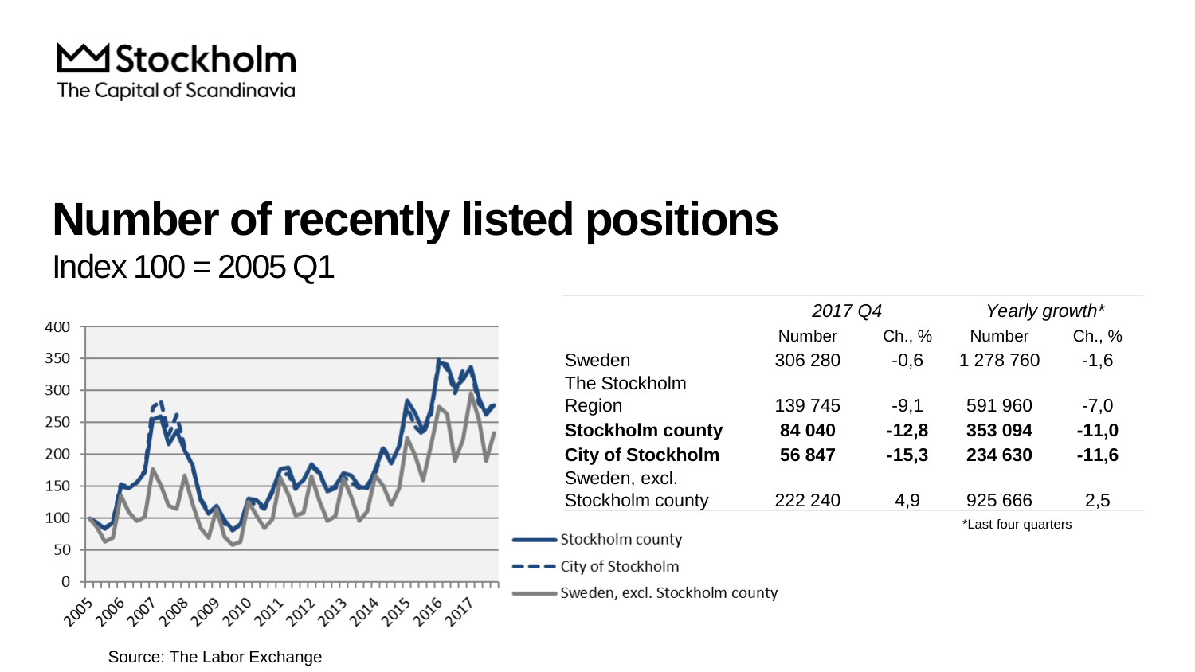# Number of recently listed positions

Index 100 = 2005 Q1

|  | 2017 Q4 |  | Yearly growth* |  |
|---|---|---|---|---|
|  | Number | Ch., % | Number | Ch., % |
| Sweden | 306 280 | -0,6 | 1 278 760 | -1,6 |
| The Stockholm Region | 139 745 | -9,1 | 591 960 | -7,0 |
| **Stockholm county** | **84 040** | **-12,8** | **353 094** | **-11,0** |
| **City of Stockholm** | **56 847** | **-15,3** | **234 630** | **-11,6** |
| Sweden, excl. Stockholm county | 222 240 | 4,9 | 925 666 | 2,5 |

*Last four quarters

Source: The Labor Exchange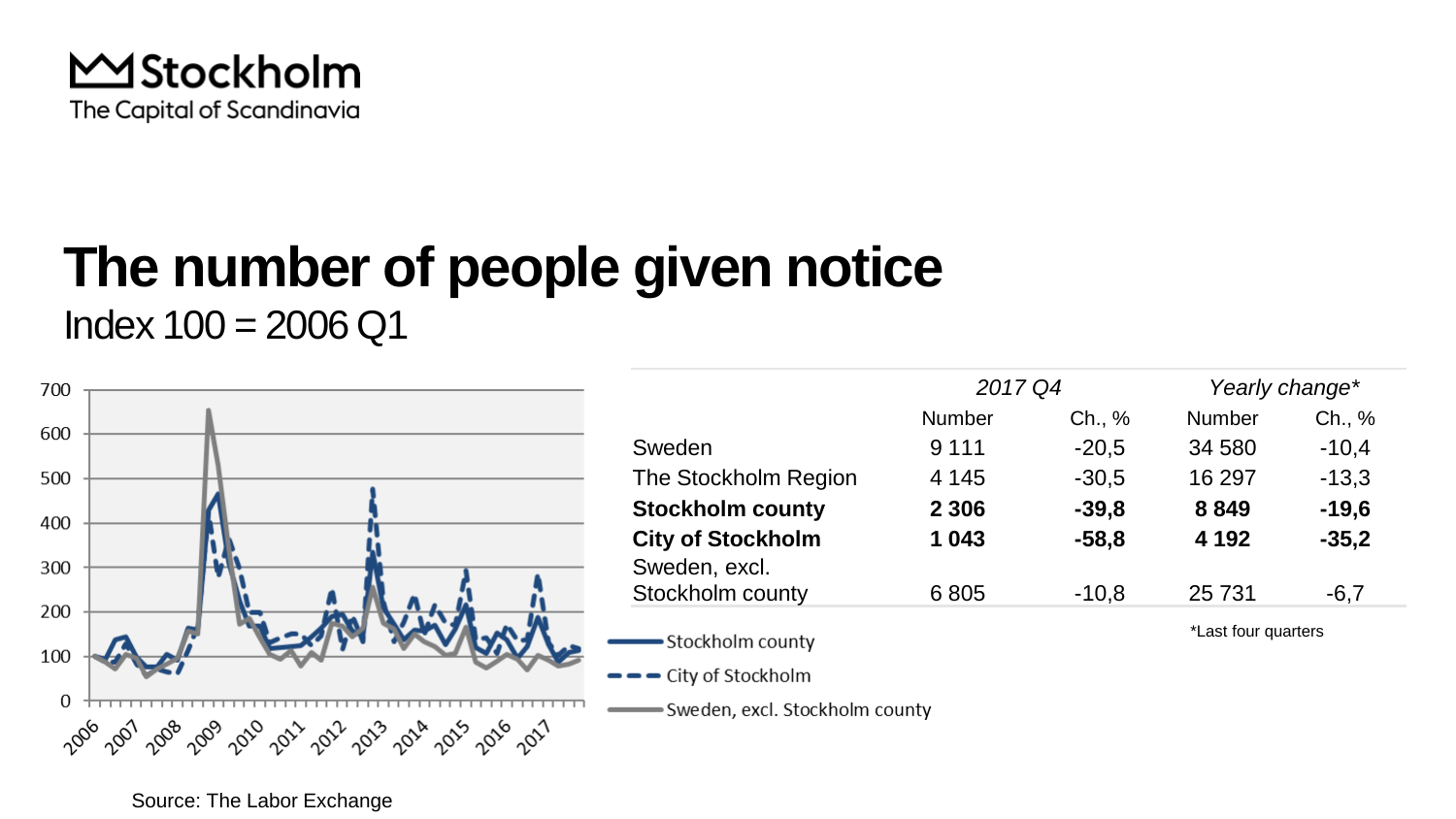# The number of people given notice

Index 100 = 2006 Q1

| | 2017 Q4 | | Yearly change* | |
|---|---|---|---|---|
| | Number | Ch., % | Number | Ch., % |
| Sweden | 9 111 | -20,5 | 34 580 | -10,4 |
| The Stockholm Region | 4 145 | -30,5 | 16 297 | -13,3 |
| **Stockholm county** | **2 306** | **-39,8** | **8 849** | **-19,6** |
| **City of Stockholm** | **1 043** | **-58,8** | **4 192** | **-35,2** |
| Sweden, excl. Stockholm county | 6 805 | -10,8 | 25 731 | -6,7 |

*Last four quarters

Source: The Labor Exchange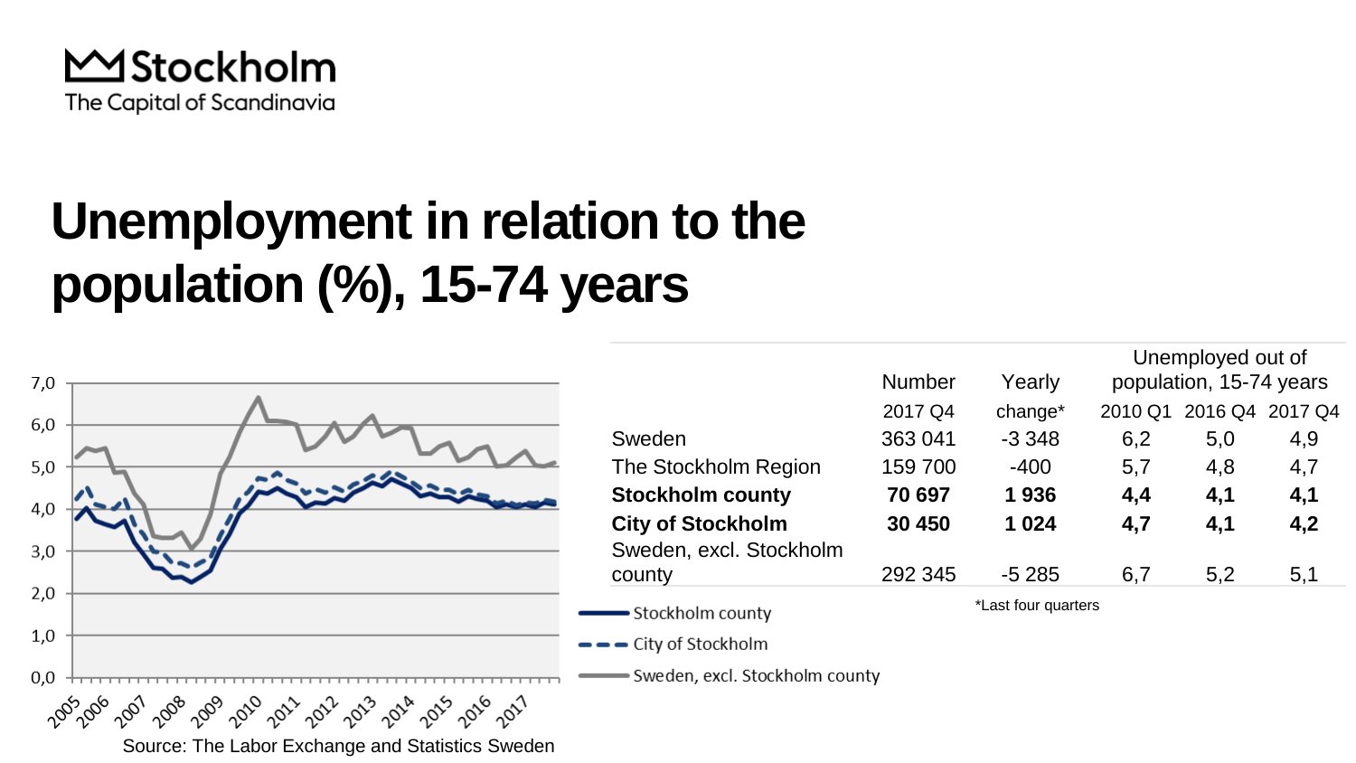Stockholm
The Capital of Scandinavia

# Unemployment in relation to the population (%), 15-74 years

Stockholm county
City of Stockholm
Sweden, excl. Stockholm county

Source: The Labor Exchange and Statistics Sweden

| | Number | Yearly | Unemployed out of population, 15-74 years | | |
|---|---|---|---|---|---|
| | 2017 Q4 | change* | 2010 Q1 | 2016 Q4 | 2017 Q4 |
| Sweden | 363 041 | -3 348 | 6,2 | 5,0 | 4,9 |
| The Stockholm Region | 159 700 | -400 | 5,7 | 4,8 | 4,7 |
| **Stockholm county** | **70 697** | **1 936** | **4,4** | **4,1** | **4,1** |
| **City of Stockholm** | **30 450** | **1 024** | **4,7** | **4,1** | **4,2** |
| Sweden, excl. Stockholm county | 292 345 | -5 285 | 6,7 | 5,2 | 5,1 |

*Last four quarters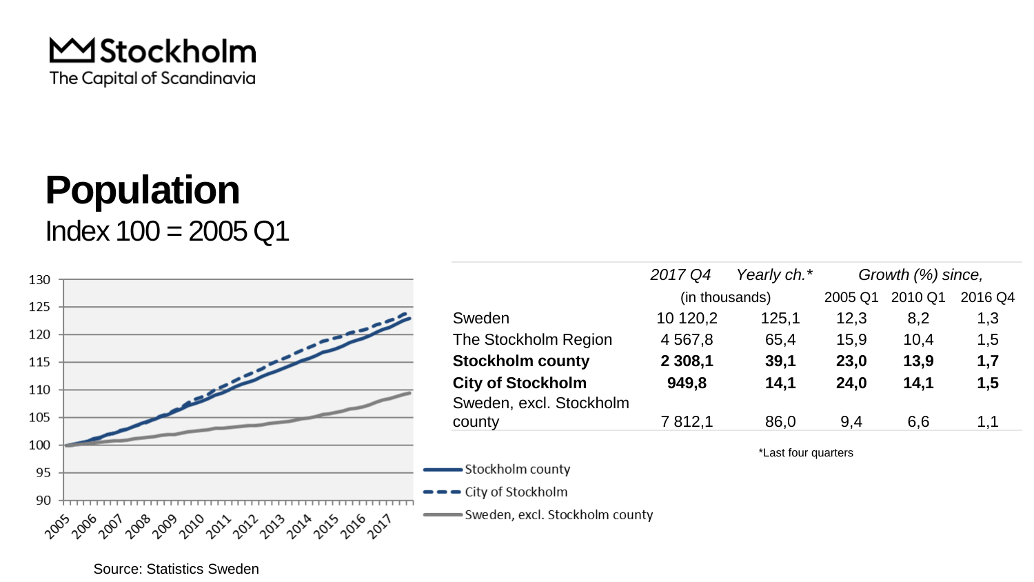Stockholm
The Capital of Scandinavia

# Population

Index 100 = 2005 Q1

|  | *2017 Q4* | *Yearly ch.** | *Growth (%) since,* | | |
|---|---|---|---|---|---|
|  | (in thousands) | | 2005 Q1 | 2010 Q1 | 2016 Q4 |
| Sweden | 10 120,2 | 125,1 | 12,3 | 8,2 | 1,3 |
| The Stockholm Region | 4 567,8 | 65,4 | 15,9 | 10,4 | 1,5 |
| **Stockholm county** | **2 308,1** | **39,1** | **23,0** | **13,9** | **1,7** |
| **City of Stockholm** | **949,8** | **14,1** | **24,0** | **14,1** | **1,5** |
| Sweden, excl. Stockholm county | 7 812,1 | 86,0 | 9,4 | 6,6 | 1,1 |

*Last four quarters

Source: Statistics Sweden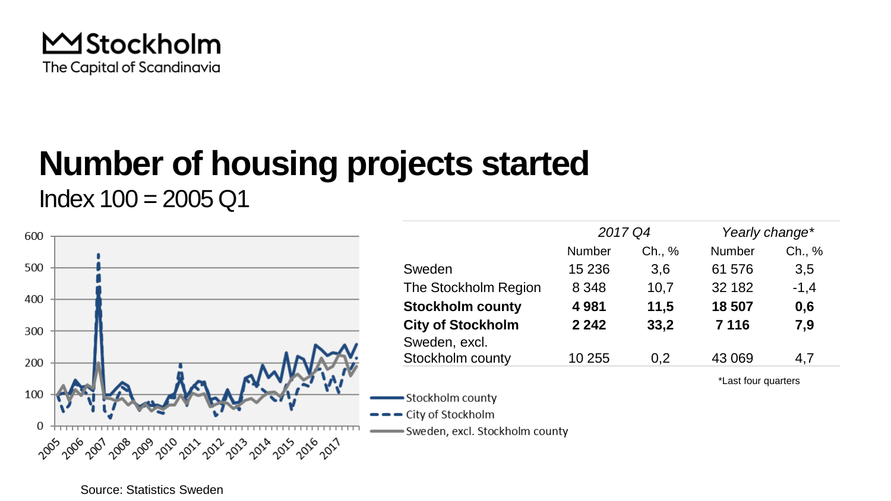Stockholm
The Capital of Scandinavia

# Number of housing projects started

Index 100 = 2005 Q1

| | 2017 Q4 | | Yearly change* | |
|---|---|---|---|---|
| | Number | Ch., % | Number | Ch., % |
| Sweden | 15 236 | 3,6 | 61 576 | 3,5 |
| The Stockholm Region | 8 348 | 10,7 | 32 182 | -1,4 |
| **Stockholm county** | **4 981** | **11,5** | **18 507** | **0,6** |
| **City of Stockholm** | **2 242** | **33,2** | **7 116** | **7,9** |
| Sweden, excl. Stockholm county | 10 255 | 0,2 | 43 069 | 4,7 |

*Last four quarters

Stockholm county
City of Stockholm
Sweden, excl. Stockholm county

Source: Statistics Sweden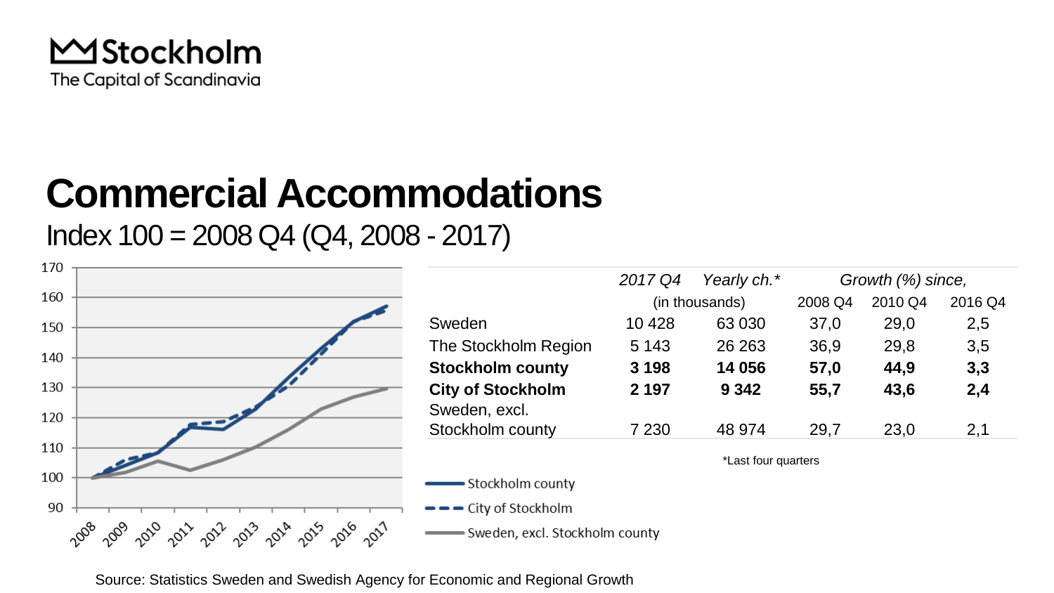# Commercial Accommodations

Index 100 = 2008 Q4 (Q4, 2008 - 2017)

| | *2017 Q4* | *Yearly ch.** | *Growth (%) since,* | | |
|---|---|---|---|---|---|
| | (in thousands) | | 2008 Q4 | 2010 Q4 | 2016 Q4 |
| Sweden | 10 428 | 63 030 | 37,0 | 29,0 | 2,5 |
| The Stockholm Region | 5 143 | 26 263 | 36,9 | 29,8 | 3,5 |
| **Stockholm county** | **3 198** | **14 056** | **57,0** | **44,9** | **3,3** |
| **City of Stockholm** | **2 197** | **9 342** | **55,7** | **43,6** | **2,4** |
| Sweden, excl. Stockholm county | 7 230 | 48 974 | 29,7 | 23,0 | 2,1 |

*Last four quarters

Source: Statistics Sweden and Swedish Agency for Economic and Regional Growth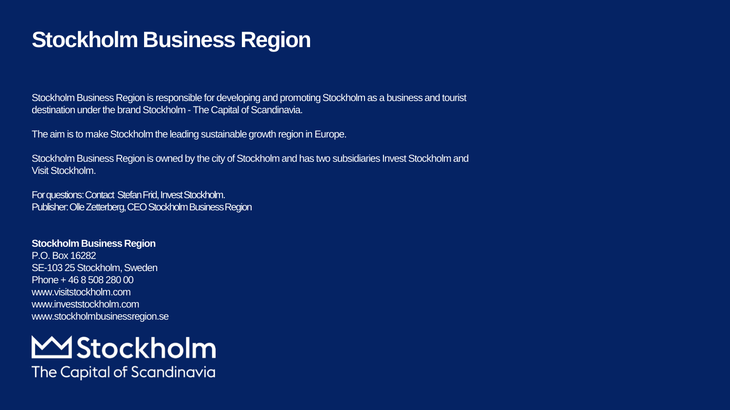# Stockholm Business Region

Stockholm Business Region is responsible for developing and promoting Stockholm as a business and tourist destination under the brand Stockholm - The Capital of Scandinavia.

The aim is to make Stockholm the leading sustainable growth region in Europe.

Stockholm Business Region is owned by the city of Stockholm and has two subsidiaries Invest Stockholm and Visit Stockholm.

For questions: Contact Stefan Frid, Invest Stockholm.
Publisher: Olle Zetterberg, CEO Stockholm Business Region

**Stockholm Business Region**
P.O. Box 16282
SE-103 25 Stockholm, Sweden
Phone + 46 8 508 280 00
www.visitstockholm.com
www.investstockholm.com
www.stockholmbusinessregion.se

Stockholm
The Capital of Scandinavia